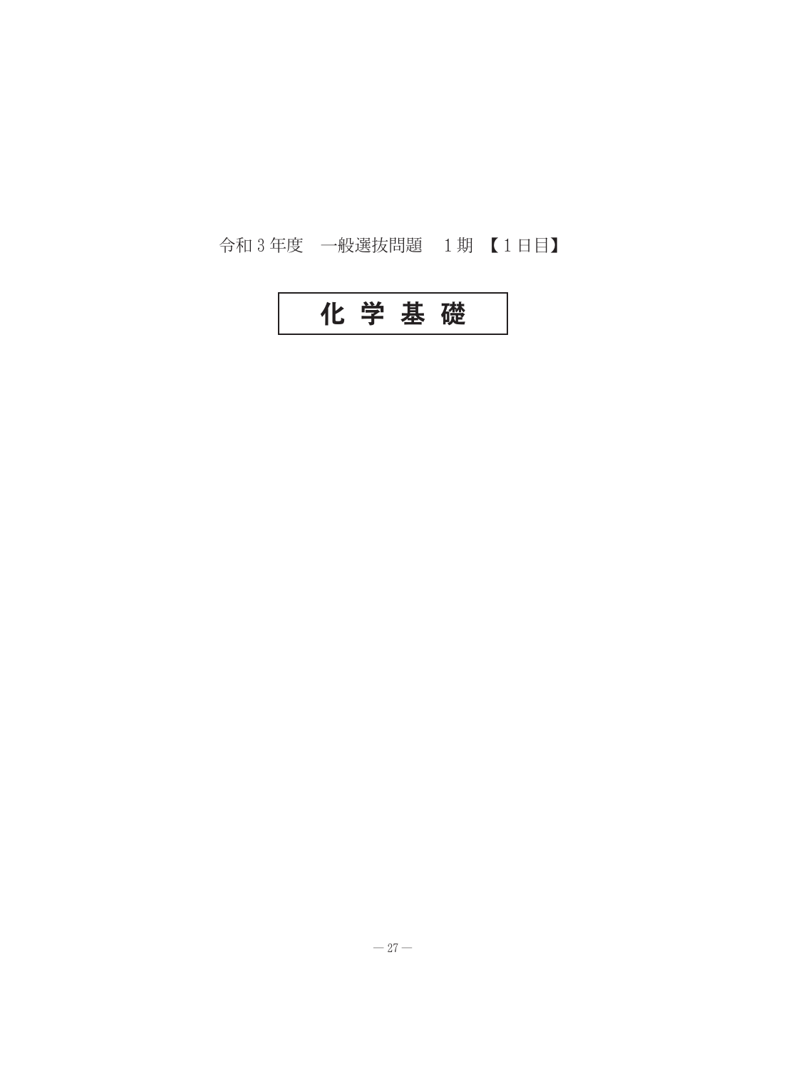令和３年度　一般選抜問題　１期　【１日目】

# 化 学 基 礎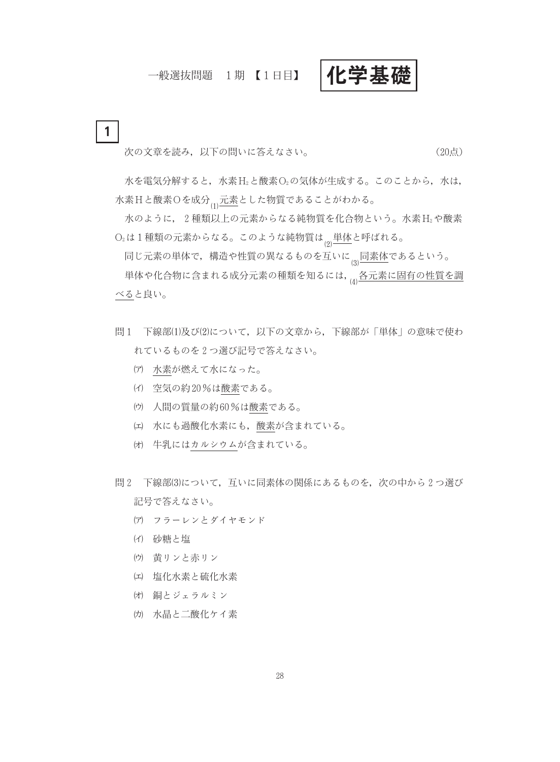一般選抜問題　1期【1日目】　**化学基礎**

## 1

次の文章を読み，以下の問いに答えなさい。　（20点）

水を電気分解すると，水素 $H_2$ と酸素 $O_2$ の気体が生成する。このことから，水は，水素Hと酸素Oを成分(1)元素とした物質であることがわかる。

水のように，2種類以上の元素からなる純物質を化合物という。水素 $H_2$ や酸素 $O_2$ は1種類の元素からなる。このような純物質は(2)単体と呼ばれる。

同じ元素の単体で，構造や性質の異なるものを互いに(3)同素体であるという。

単体や化合物に含まれる成分元素の種類を知るには，(4)各元素に固有の性質を調べると良い。

問1　下線部(1)及び(2)について，以下の文章から，下線部が「単体」の意味で使われているものを2つ選び記号で答えなさい。

(ア)　水素が燃えて水になった。

(イ)　空気の約20％は酸素である。

(ウ)　人間の質量の約60％は酸素である。

(エ)　水にも過酸化水素にも，酸素が含まれている。

(オ)　牛乳にはカルシウムが含まれている。

問2　下線部(3)について，互いに同素体の関係にあるものを，次の中から2つ選び記号で答えなさい。

(ア)　フラーレンとダイヤモンド

(イ)　砂糖と塩

(ウ)　黄リンと赤リン

(エ)　塩化水素と硫化水素

(オ)　銅とジェラルミン

(カ)　水晶と二酸化ケイ素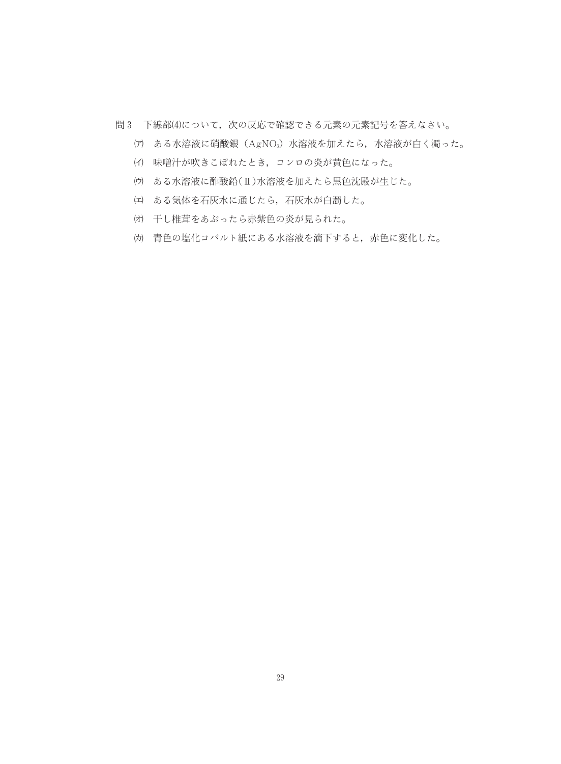問 3　下線部(4)について，次の反応で確認できる元素の元素記号を答えなさい。

(ア)　ある水溶液に硝酸銀（$AgNO_3$）水溶液を加えたら，水溶液が白く濁った。

(イ)　味噌汁が吹きこぼれたとき，コンロの炎が黄色になった。

(ウ)　ある水溶液に酢酸鉛(Ⅱ)水溶液を加えたら黒色沈殿が生じた。

(エ)　ある気体を石灰水に通じたら，石灰水が白濁した。

(オ)　干し椎茸をあぶったら赤紫色の炎が見られた。

(カ)　青色の塩化コバルト紙にある水溶液を滴下すると，赤色に変化した。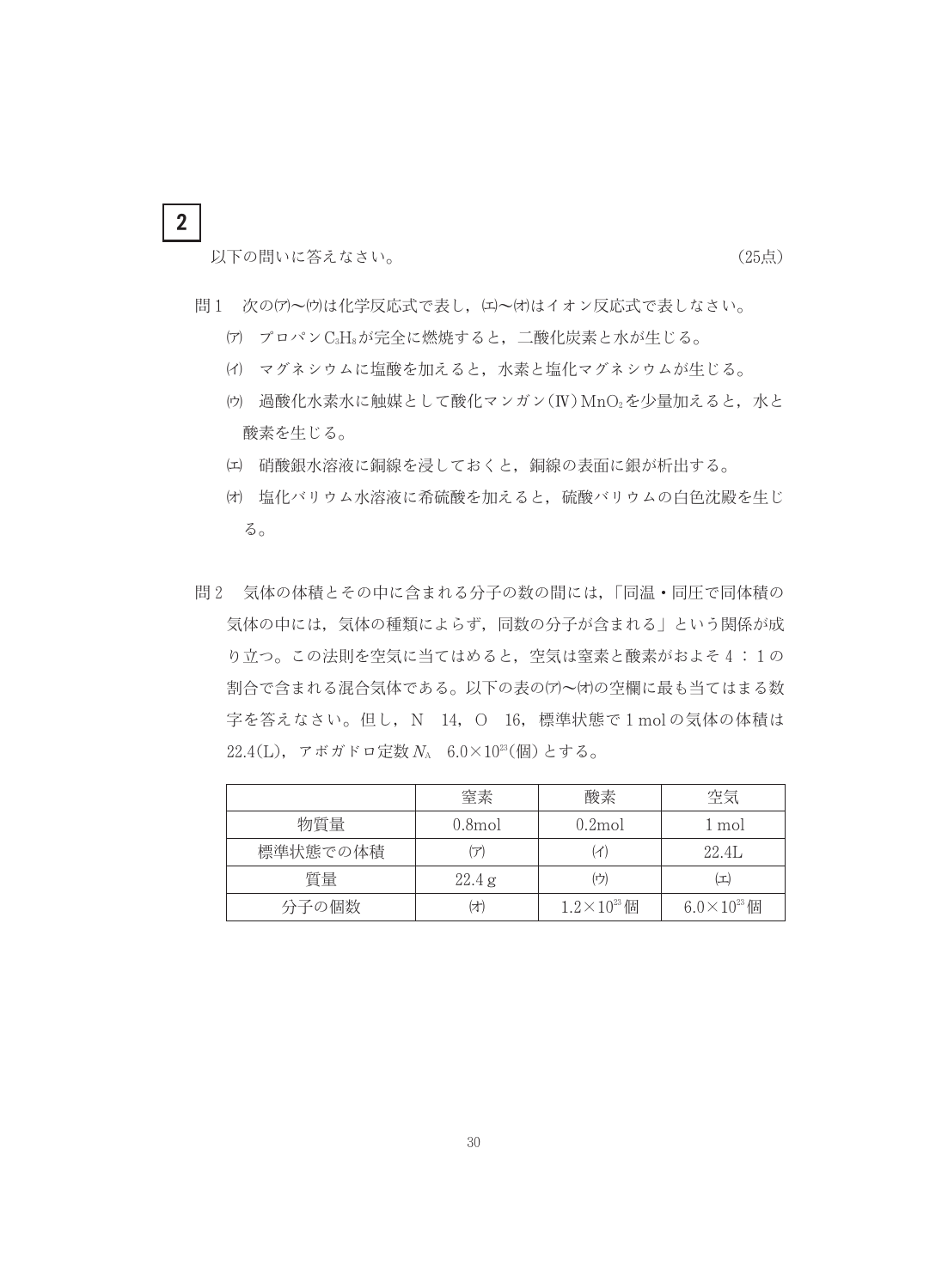# 2

以下の問いに答えなさい。（25点）

問１　次の(ア)〜(ウ)は化学反応式で表し，(エ)〜(オ)はイオン反応式で表しなさい。

(ア)　プロパン$C_3H_8$が完全に燃焼すると，二酸化炭素と水が生じる。

(イ)　マグネシウムに塩酸を加えると，水素と塩化マグネシウムが生じる。

(ウ)　過酸化水素水に触媒として酸化マンガン(Ⅳ)$MnO_2$を少量加えると，水と酸素を生じる。

(エ)　硝酸銀水溶液に銅線を浸しておくと，銅線の表面に銀が析出する。

(オ)　塩化バリウム水溶液に希硫酸を加えると，硫酸バリウムの白色沈殿を生じる。

問２　気体の体積とその中に含まれる分子の数の間には，「同温・同圧で同体積の気体の中には，気体の種類によらず，同数の分子が含まれる」という関係が成り立つ。この法則を空気に当てはめると，空気は窒素と酸素がおよそ４：１の割合で含まれる混合気体である。以下の表の(ア)〜(オ)の空欄に最も当てはまる数字を答えなさい。但し，N　14，O　16，標準状態で1 molの気体の体積は22.4(L)，アボガドロ定数$N_A$　$6.0\times10^{23}$(個)とする。

| | 窒素 | 酸素 | 空気 |
|---|---|---|---|
| 物質量 | 0.8mol | 0.2mol | 1 mol |
| 標準状態での体積 | (ア) | (イ) | 22.4L |
| 質量 | 22.4 g | (ウ) | (エ) |
| 分子の個数 | (オ) | $1.2\times10^{23}$個 | $6.0\times10^{23}$個 |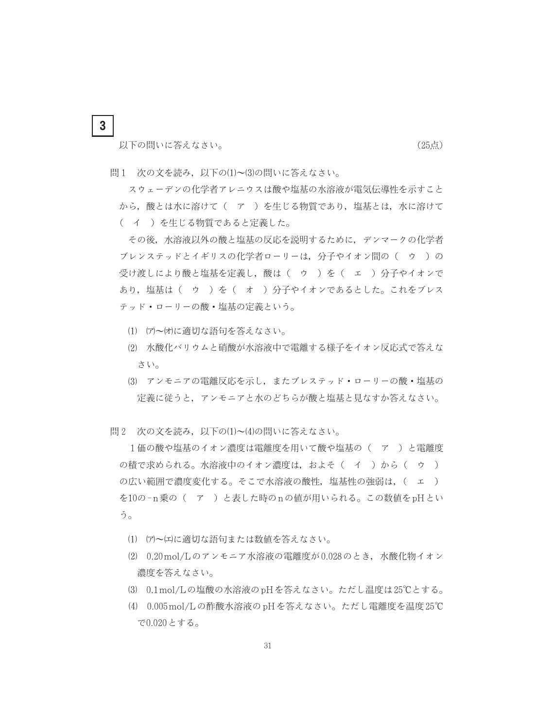# 3

以下の問いに答えなさい。（25点）

問１　次の文を読み，以下の(1)～(3)の問いに答えなさい。

スウェーデンの化学者アレニウスは酸や塩基の水溶液が電気伝導性を示すことから，酸とは水に溶けて（　ア　）を生じる物質であり，塩基とは，水に溶けて（　イ　）を生じる物質であると定義した。

その後，水溶液以外の酸と塩基の反応を説明するために，デンマークの化学者ブレンステッドとイギリスの化学者ローリーは，分子やイオン間の（　ウ　）の受け渡しにより酸と塩基を定義し，酸は（　ウ　）を（　エ　）分子やイオンであり，塩基は（　ウ　）を（　オ　）分子やイオンであるとした。これをブレステッド・ローリーの酸・塩基の定義という。

(1)　(ア)～(オ)に適切な語句を答えなさい。

(2)　水酸化バリウムと硝酸が水溶液中で電離する様子をイオン反応式で答えなさい。

(3)　アンモニアの電離反応を示し，またブレステッド・ローリーの酸・塩基の定義に従うと，アンモニアと水のどちらが酸と塩基と見なすか答えなさい。

問２　次の文を読み，以下の(1)～(4)の問いに答えなさい。

１価の酸や塩基のイオン濃度は電離度を用いて酸や塩基の（　ア　）と電離度の積で求められる。水溶液中のイオン濃度は，およそ（　イ　）から（　ウ　）の広い範囲で濃度変化する。そこで水溶液の酸性，塩基性の強弱は，（　エ　）を10の－n乗の（　ア　）と表した時のnの値が用いられる。この数値をpHという。

(1)　(ア)～(エ)に適切な語句または数値を答えなさい。

(2)　0.20 mol/Lのアンモニア水溶液の電離度が0.028のとき，水酸化物イオン濃度を答えなさい。

(3)　0.1 mol/Lの塩酸の水溶液のpHを答えなさい。ただし温度は25℃とする。

(4)　0.005 mol/Lの酢酸水溶液のpHを答えなさい。ただし電離度を温度25℃で0.020とする。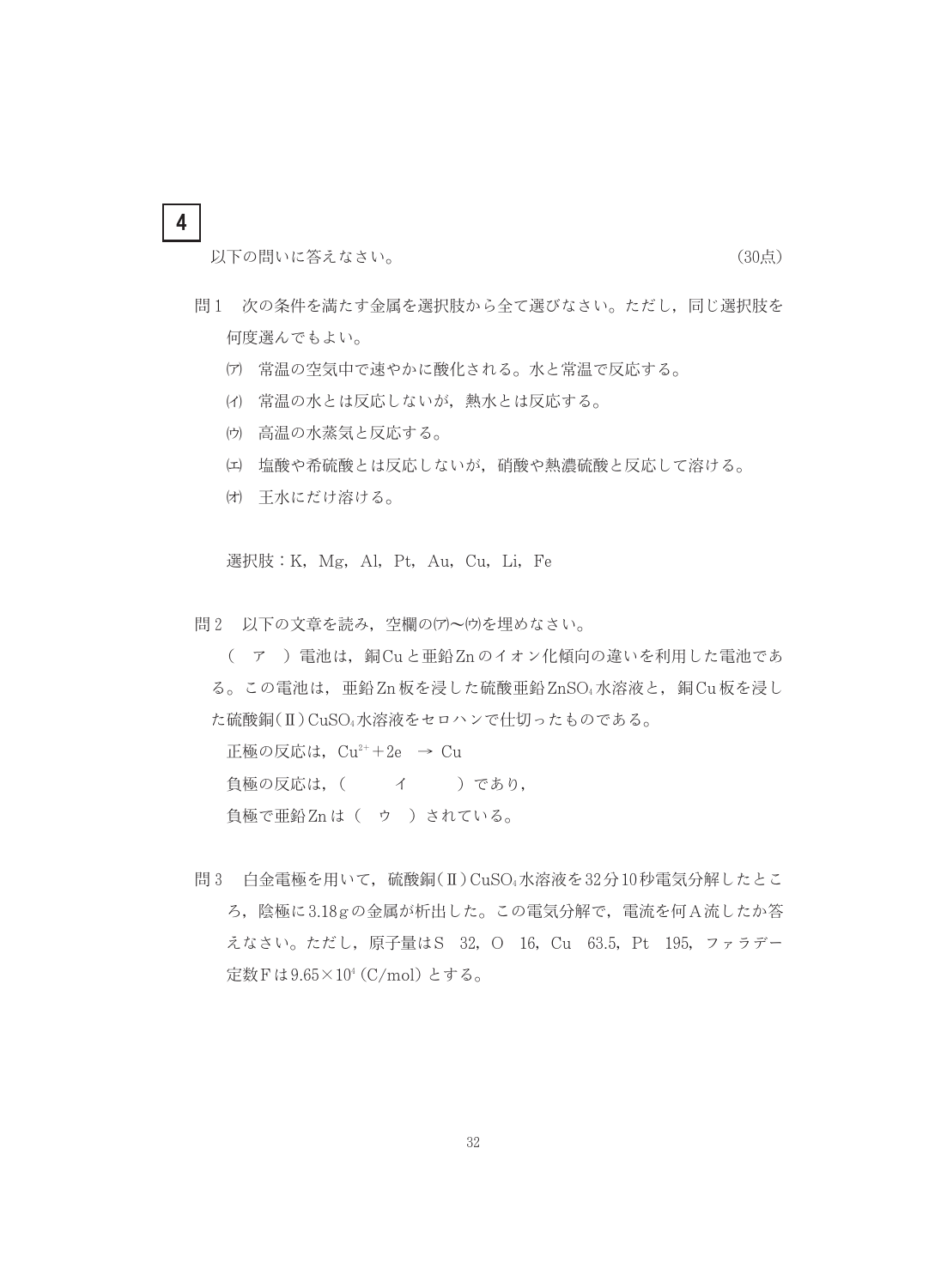**4**

以下の問いに答えなさい。　　　　　　　　　　　　　　　　　　　　　　　(30点)

問１　次の条件を満たす金属を選択肢から全て選びなさい。ただし，同じ選択肢を何度選んでもよい。

(ア)　常温の空気中で速やかに酸化される。水と常温で反応する。

(イ)　常温の水とは反応しないが，熱水とは反応する。

(ウ)　高温の水蒸気と反応する。

(エ)　塩酸や希硫酸とは反応しないが，硝酸や熱濃硫酸と反応して溶ける。

(オ)　王水にだけ溶ける。

選択肢：K，Mg，Al，Pt，Au，Cu，Li，Fe

問２　以下の文章を読み，空欄の(ア)〜(ウ)を埋めなさい。

(　ア　) 電池は，銅Cuと亜鉛Znのイオン化傾向の違いを利用した電池である。この電池は，亜鉛Zn板を浸した硫酸亜鉛$ZnSO_4$水溶液と，銅Cu板を浸した硫酸銅(Ⅱ)$CuSO_4$水溶液をセロハンで仕切ったものである。

正極の反応は，$Cu^{2+} + 2e^- \rightarrow Cu$

負極の反応は，(　　　イ　　　) であり，

負極で亜鉛Znは (　ウ　) されている。

問３　白金電極を用いて，硫酸銅(Ⅱ)$CuSO_4$水溶液を32分10秒電気分解したところ，陰極に3.18 gの金属が析出した。この電気分解で，電流を何A流したか答えなさい。ただし，原子量はS　32，O　16，Cu　63.5，Pt　195，ファラデー定数Fは$9.65 \times 10^4$ (C/mol) とする。